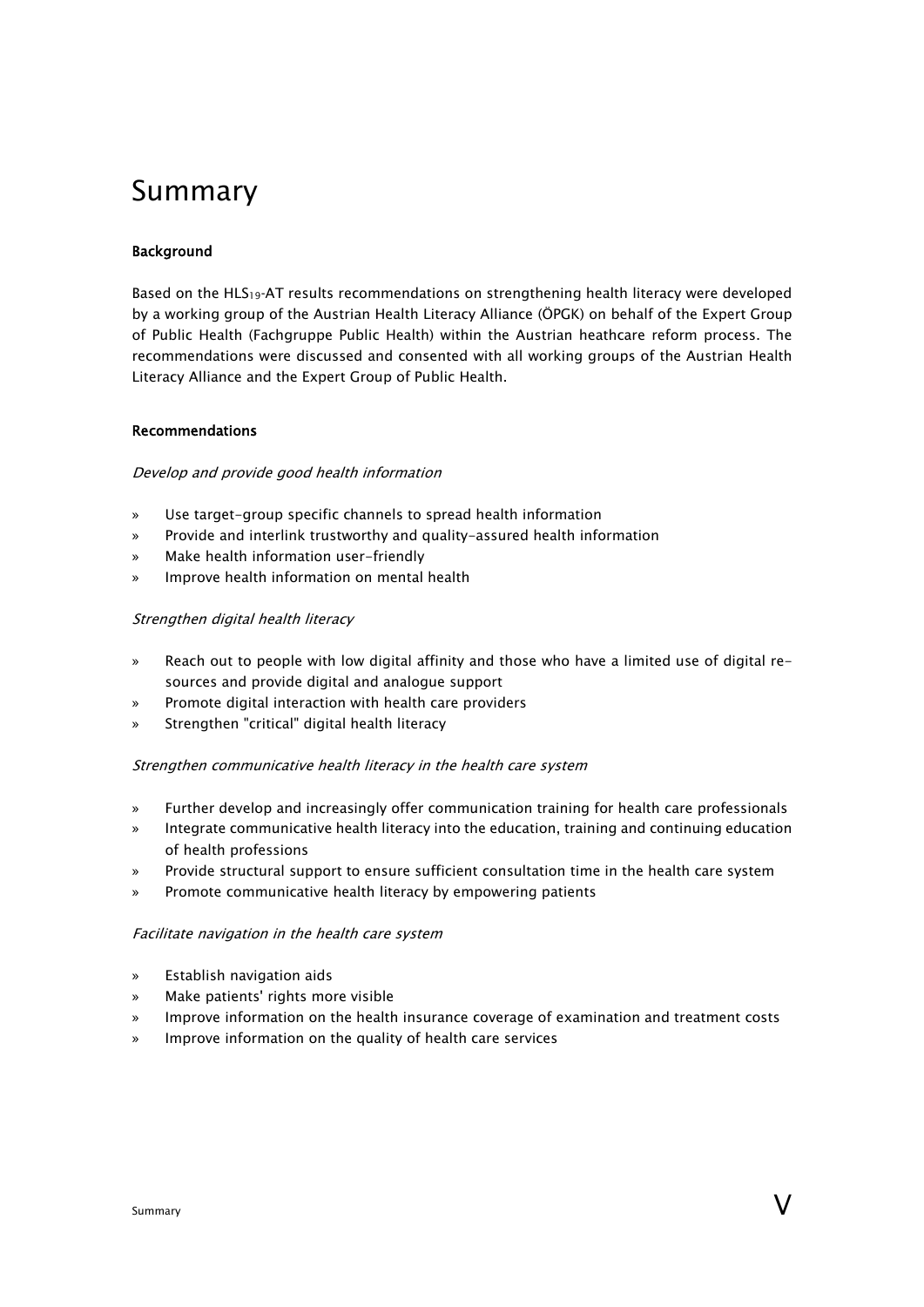# Summary

**Background**

Based on the $HLS_{19}$-AT results recommendations on strengthening health literacy were developed by a working group of the Austrian Health Literacy Alliance (ÖPGK) on behalf of the Expert Group of Public Health (Fachgruppe Public Health) within the Austrian heathcare reform process. The recommendations were discussed and consented with all working groups of the Austrian Health Literacy Alliance and the Expert Group of Public Health.

**Recommendations**

*Develop and provide good health information*

» Use target-group specific channels to spread health information
» Provide and interlink trustworthy and quality-assured health information
» Make health information user-friendly
» Improve health information on mental health

*Strengthen digital health literacy*

» Reach out to people with low digital affinity and those who have a limited use of digital resources and provide digital and analogue support
» Promote digital interaction with health care providers
» Strengthen "critical" digital health literacy

*Strengthen communicative health literacy in the health care system*

» Further develop and increasingly offer communication training for health care professionals
» Integrate communicative health literacy into the education, training and continuing education of health professions
» Provide structural support to ensure sufficient consultation time in the health care system
» Promote communicative health literacy by empowering patients

*Facilitate navigation in the health care system*

» Establish navigation aids
» Make patients' rights more visible
» Improve information on the health insurance coverage of examination and treatment costs
» Improve information on the quality of health care services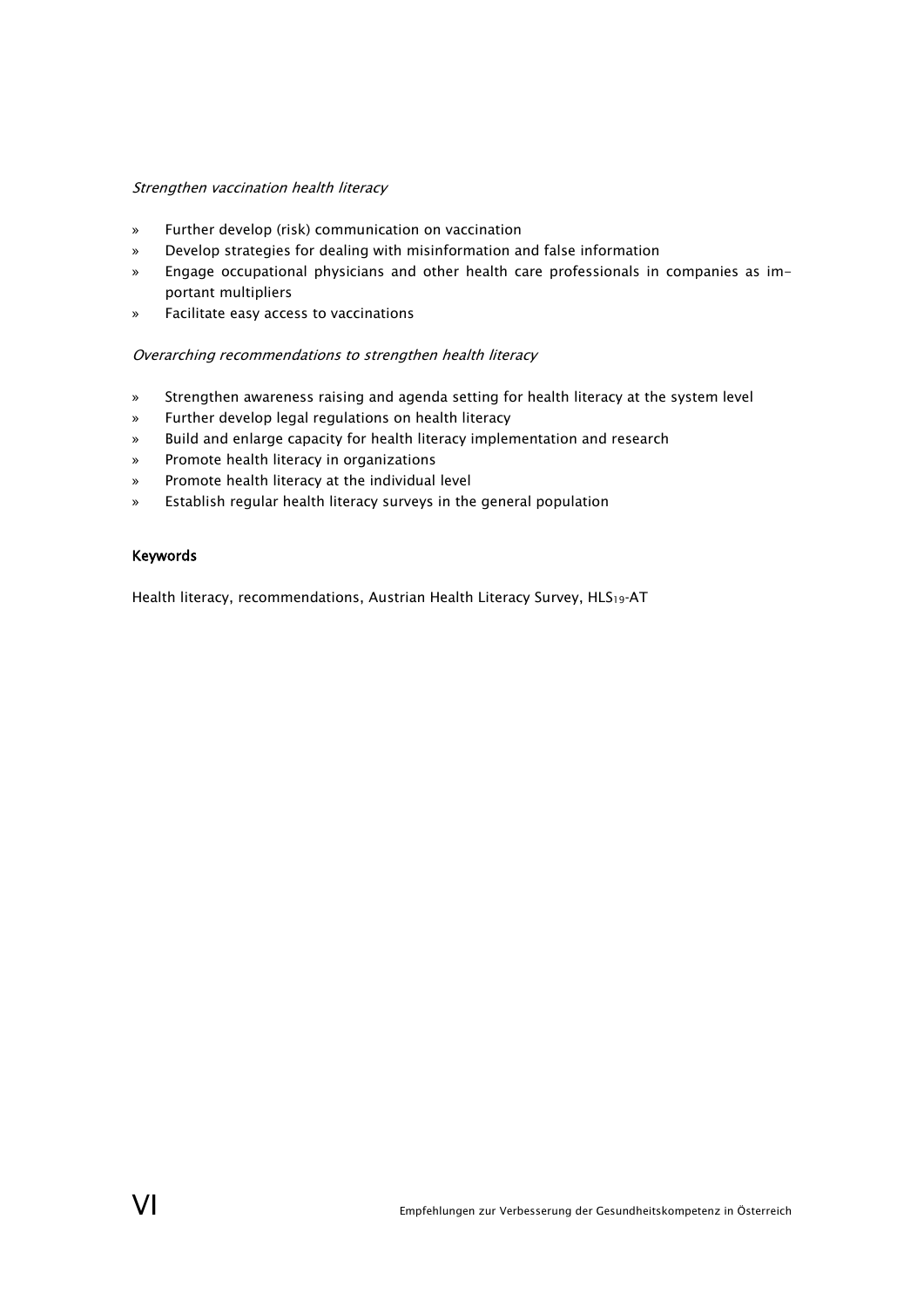*Strengthen vaccination health literacy*

- Further develop (risk) communication on vaccination
- Develop strategies for dealing with misinformation and false information
- Engage occupational physicians and other health care professionals in companies as important multipliers
- Facilitate easy access to vaccinations

*Overarching recommendations to strengthen health literacy*

- Strengthen awareness raising and agenda setting for health literacy at the system level
- Further develop legal regulations on health literacy
- Build and enlarge capacity for health literacy implementation and research
- Promote health literacy in organizations
- Promote health literacy at the individual level
- Establish regular health literacy surveys in the general population

**Keywords**

Health literacy, recommendations, Austrian Health Literacy Survey, $HLS_{19}$-AT